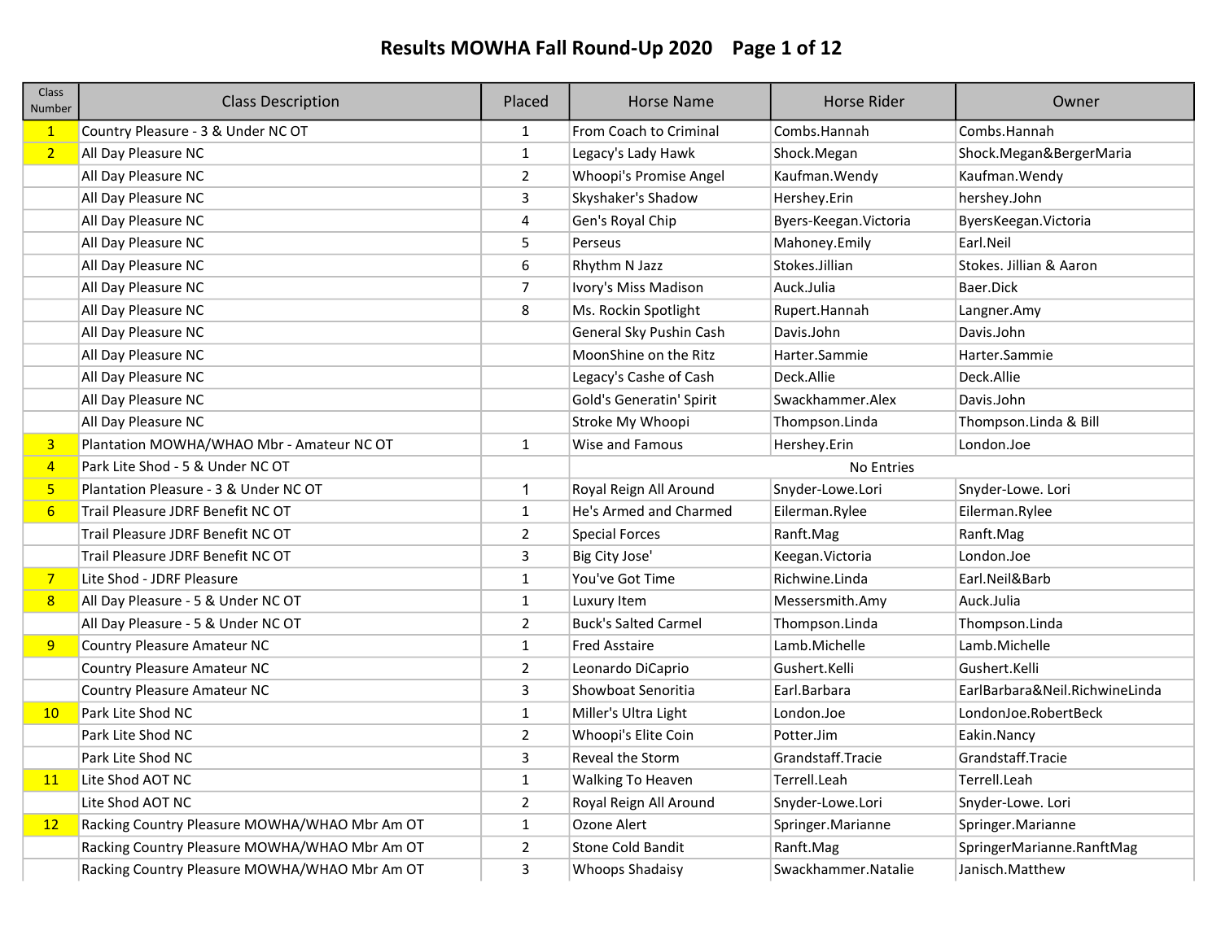# Results MOWHA Fall Round-Up 2020

| Class Number | Class Description | Placed | Horse Name | Horse Rider | Owner |
|---|---|---|---|---|---|
| 1 | Country Pleasure - 3 & Under NC OT | 1 | From Coach to Criminal | Combs.Hannah | Combs.Hannah |
| 2 | All Day Pleasure NC | 1 | Legacy's Lady Hawk | Shock.Megan | Shock.Megan&BergerMaria |
| | All Day Pleasure NC | 2 | Whoopi's Promise Angel | Kaufman.Wendy | Kaufman.Wendy |
| | All Day Pleasure NC | 3 | Skyshaker's Shadow | Hershey.Erin | hershey.John |
| | All Day Pleasure NC | 4 | Gen's Royal Chip | Byers-Keegan.Victoria | ByersKeegan.Victoria |
| | All Day Pleasure NC | 5 | Perseus | Mahoney.Emily | Earl.Neil |
| | All Day Pleasure NC | 6 | Rhythm N Jazz | Stokes.Jillian | Stokes. Jillian & Aaron |
| | All Day Pleasure NC | 7 | Ivory's Miss Madison | Auck.Julia | Baer.Dick |
| | All Day Pleasure NC | 8 | Ms. Rockin Spotlight | Rupert.Hannah | Langner.Amy |
| | All Day Pleasure NC | | General Sky Pushin Cash | Davis.John | Davis.John |
| | All Day Pleasure NC | | MoonShine on the Ritz | Harter.Sammie | Harter.Sammie |
| | All Day Pleasure NC | | Legacy's Cashe of Cash | Deck.Allie | Deck.Allie |
| | All Day Pleasure NC | | Gold's Generatin' Spirit | Swackhammer.Alex | Davis.John |
| | All Day Pleasure NC | | Stroke My Whoopi | Thompson.Linda | Thompson.Linda & Bill |
| 3 | Plantation MOWHA/WHAO Mbr - Amateur NC OT | 1 | Wise and Famous | Hershey.Erin | London.Joe |
| 4 | Park Lite Shod - 5 & Under NC OT | | No Entries | | |
| 5 | Plantation Pleasure - 3 & Under NC OT | 1 | Royal Reign All Around | Snyder-Lowe.Lori | Snyder-Lowe. Lori |
| 6 | Trail Pleasure JDRF Benefit NC OT | 1 | He's Armed and Charmed | Eilerman.Rylee | Eilerman.Rylee |
| | Trail Pleasure JDRF Benefit NC OT | 2 | Special Forces | Ranft.Mag | Ranft.Mag |
| | Trail Pleasure JDRF Benefit NC OT | 3 | Big City Jose' | Keegan.Victoria | London.Joe |
| 7 | Lite Shod - JDRF Pleasure | 1 | You've Got Time | Richwine.Linda | Earl.Neil&Barb |
| 8 | All Day Pleasure - 5 & Under NC OT | 1 | Luxury Item | Messersmith.Amy | Auck.Julia |
| | All Day Pleasure - 5 & Under NC OT | 2 | Buck's Salted Carmel | Thompson.Linda | Thompson.Linda |
| 9 | Country Pleasure Amateur NC | 1 | Fred Astaire | Lamb.Michelle | Lamb.Michelle |
| | Country Pleasure Amateur NC | 2 | Leonardo DiCaprio | Gushert.Kelli | Gushert.Kelli |
| | Country Pleasure Amateur NC | 3 | Showboat Senoritia | Earl.Barbara | EarlBarbara&Neil.RichwineLinda |
| 10 | Park Lite Shod NC | 1 | Miller's Ultra Light | London.Joe | LondonJoe.RobertBeck |
| | Park Lite Shod NC | 2 | Whoopi's Elite Coin | Potter.Jim | Eakin.Nancy |
| | Park Lite Shod NC | 3 | Reveal the Storm | Grandstaff.Tracie | Grandstaff.Tracie |
| 11 | Lite Shod AOT NC | 1 | Walking To Heaven | Terrell.Leah | Terrell.Leah |
| | Lite Shod AOT NC | 2 | Royal Reign All Around | Snyder-Lowe.Lori | Snyder-Lowe. Lori |
| 12 | Racking Country Pleasure MOWHA/WHAO Mbr Am OT | 1 | Ozone Alert | Springer.Marianne | Springer.Marianne |
| | Racking Country Pleasure MOWHA/WHAO Mbr Am OT | 2 | Stone Cold Bandit | Ranft.Mag | SpringerMarianne.RanftMag |
| | Racking Country Pleasure MOWHA/WHAO Mbr Am OT | 3 | Whoops Shadaisy | Swackhammer.Natalie | Janisch.Matthew |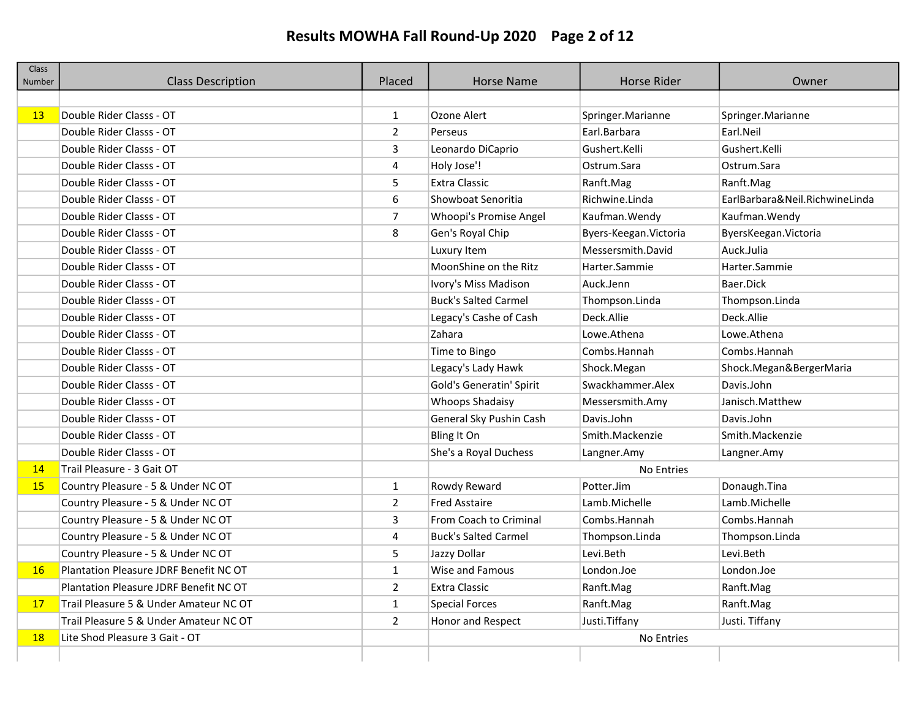# Results MOWHA Fall Round-Up 2020

| Class Number | Class Description | Placed | Horse Name | Horse Rider | Owner |
|---|---|---|---|---|---|
| | | | | | |
| 13 | Double Rider Classs - OT | 1 | Ozone Alert | Springer.Marianne | Springer.Marianne |
| | Double Rider Classs - OT | 2 | Perseus | Earl.Barbara | Earl.Neil |
| | Double Rider Classs - OT | 3 | Leonardo DiCaprio | Gushert.Kelli | Gushert.Kelli |
| | Double Rider Classs - OT | 4 | Holy Jose'! | Ostrum.Sara | Ostrum.Sara |
| | Double Rider Classs - OT | 5 | Extra Classic | Ranft.Mag | Ranft.Mag |
| | Double Rider Classs - OT | 6 | Showboat Senoritia | Richwine.Linda | EarlBarbara&Neil.RichwineLinda |
| | Double Rider Classs - OT | 7 | Whoopi's Promise Angel | Kaufman.Wendy | Kaufman.Wendy |
| | Double Rider Classs - OT | 8 | Gen's Royal Chip | Byers-Keegan.Victoria | ByersKeegan.Victoria |
| | Double Rider Classs - OT | | Luxury Item | Messersmith.David | Auck.Julia |
| | Double Rider Classs - OT | | MoonShine on the Ritz | Harter.Sammie | Harter.Sammie |
| | Double Rider Classs - OT | | Ivory's Miss Madison | Auck.Jenn | Baer.Dick |
| | Double Rider Classs - OT | | Buck's Salted Carmel | Thompson.Linda | Thompson.Linda |
| | Double Rider Classs - OT | | Legacy's Cashe of Cash | Deck.Allie | Deck.Allie |
| | Double Rider Classs - OT | | Zahara | Lowe.Athena | Lowe.Athena |
| | Double Rider Classs - OT | | Time to Bingo | Combs.Hannah | Combs.Hannah |
| | Double Rider Classs - OT | | Legacy's Lady Hawk | Shock.Megan | Shock.Megan&BergerMaria |
| | Double Rider Classs - OT | | Gold's Generatin' Spirit | Swackhammer.Alex | Davis.John |
| | Double Rider Classs - OT | | Whoops Shadaisy | Messersmith.Amy | Janisch.Matthew |
| | Double Rider Classs - OT | | General Sky Pushin Cash | Davis.John | Davis.John |
| | Double Rider Classs - OT | | Bling It On | Smith.Mackenzie | Smith.Mackenzie |
| | Double Rider Classs - OT | | She's a Royal Duchess | Langner.Amy | Langner.Amy |
| 14 | Trail Pleasure - 3 Gait OT | | No Entries | | |
| 15 | Country Pleasure - 5 & Under NC OT | 1 | Rowdy Reward | Potter.Jim | Donaugh.Tina |
| | Country Pleasure - 5 & Under NC OT | 2 | Fred Astaire | Lamb.Michelle | Lamb.Michelle |
| | Country Pleasure - 5 & Under NC OT | 3 | From Coach to Criminal | Combs.Hannah | Combs.Hannah |
| | Country Pleasure - 5 & Under NC OT | 4 | Buck's Salted Carmel | Thompson.Linda | Thompson.Linda |
| | Country Pleasure - 5 & Under NC OT | 5 | Jazzy Dollar | Levi.Beth | Levi.Beth |
| 16 | Plantation Pleasure JDRF Benefit NC OT | 1 | Wise and Famous | London.Joe | London.Joe |
| | Plantation Pleasure JDRF Benefit NC OT | 2 | Extra Classic | Ranft.Mag | Ranft.Mag |
| 17 | Trail Pleasure 5 & Under Amateur NC OT | 1 | Special Forces | Ranft.Mag | Ranft.Mag |
| | Trail Pleasure 5 & Under Amateur NC OT | 2 | Honor and Respect | Justi.Tiffany | Justi. Tiffany |
| 18 | Lite Shod Pleasure 3 Gait - OT | | No Entries | | |
| | | | | | |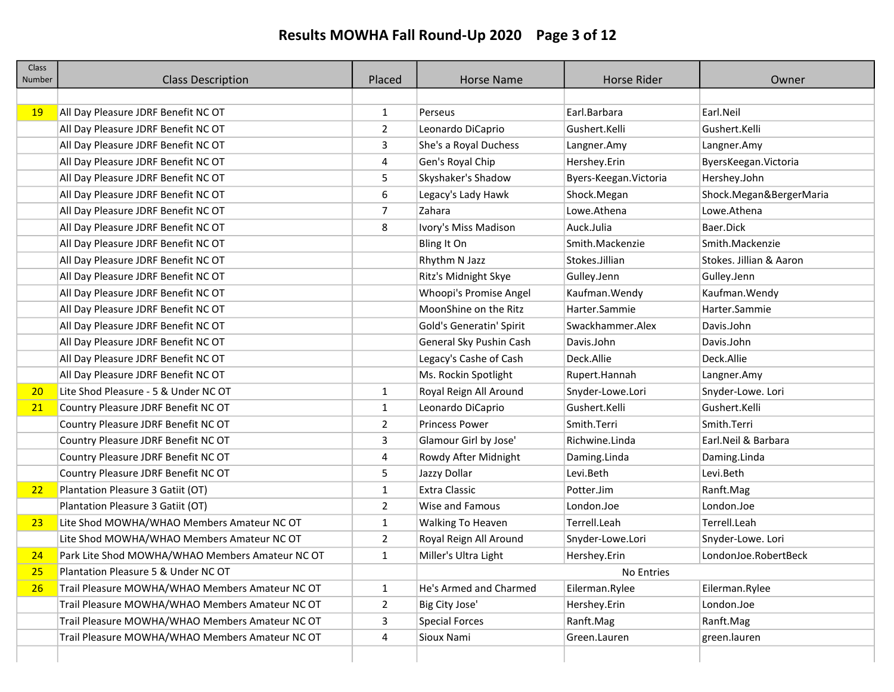# Results MOWHA Fall Round-Up 2020

| Class Number | Class Description | Placed | Horse Name | Horse Rider | Owner |
|---|---|---|---|---|---|
| | | | | | |
| 19 | All Day Pleasure JDRF Benefit NC OT | 1 | Perseus | Earl.Barbara | Earl.Neil |
| | All Day Pleasure JDRF Benefit NC OT | 2 | Leonardo DiCaprio | Gushert.Kelli | Gushert.Kelli |
| | All Day Pleasure JDRF Benefit NC OT | 3 | She's a Royal Duchess | Langner.Amy | Langner.Amy |
| | All Day Pleasure JDRF Benefit NC OT | 4 | Gen's Royal Chip | Hershey.Erin | ByersKeegan.Victoria |
| | All Day Pleasure JDRF Benefit NC OT | 5 | Skyshaker's Shadow | Byers-Keegan.Victoria | Hershey.John |
| | All Day Pleasure JDRF Benefit NC OT | 6 | Legacy's Lady Hawk | Shock.Megan | Shock.Megan&BergerMaria |
| | All Day Pleasure JDRF Benefit NC OT | 7 | Zahara | Lowe.Athena | Lowe.Athena |
| | All Day Pleasure JDRF Benefit NC OT | 8 | Ivory's Miss Madison | Auck.Julia | Baer.Dick |
| | All Day Pleasure JDRF Benefit NC OT | | Bling It On | Smith.Mackenzie | Smith.Mackenzie |
| | All Day Pleasure JDRF Benefit NC OT | | Rhythm N Jazz | Stokes.Jillian | Stokes. Jillian & Aaron |
| | All Day Pleasure JDRF Benefit NC OT | | Ritz's Midnight Skye | Gulley.Jenn | Gulley.Jenn |
| | All Day Pleasure JDRF Benefit NC OT | | Whoopi's Promise Angel | Kaufman.Wendy | Kaufman.Wendy |
| | All Day Pleasure JDRF Benefit NC OT | | MoonShine on the Ritz | Harter.Sammie | Harter.Sammie |
| | All Day Pleasure JDRF Benefit NC OT | | Gold's Generatin' Spirit | Swackhammer.Alex | Davis.John |
| | All Day Pleasure JDRF Benefit NC OT | | General Sky Pushin Cash | Davis.John | Davis.John |
| | All Day Pleasure JDRF Benefit NC OT | | Legacy's Cashe of Cash | Deck.Allie | Deck.Allie |
| | All Day Pleasure JDRF Benefit NC OT | | Ms. Rockin Spotlight | Rupert.Hannah | Langner.Amy |
| 20 | Lite Shod Pleasure - 5 & Under NC OT | 1 | Royal Reign All Around | Snyder-Lowe.Lori | Snyder-Lowe. Lori |
| 21 | Country Pleasure JDRF Benefit NC OT | 1 | Leonardo DiCaprio | Gushert.Kelli | Gushert.Kelli |
| | Country Pleasure JDRF Benefit NC OT | 2 | Princess Power | Smith.Terri | Smith.Terri |
| | Country Pleasure JDRF Benefit NC OT | 3 | Glamour Girl by Jose' | Richwine.Linda | Earl.Neil & Barbara |
| | Country Pleasure JDRF Benefit NC OT | 4 | Rowdy After Midnight | Daming.Linda | Daming.Linda |
| | Country Pleasure JDRF Benefit NC OT | 5 | Jazzy Dollar | Levi.Beth | Levi.Beth |
| 22 | Plantation Pleasure 3 Gatiit (OT) | 1 | Extra Classic | Potter.Jim | Ranft.Mag |
| | Plantation Pleasure 3 Gatiit (OT) | 2 | Wise and Famous | London.Joe | London.Joe |
| 23 | Lite Shod MOWHA/WHAO Members Amateur NC OT | 1 | Walking To Heaven | Terrell.Leah | Terrell.Leah |
| | Lite Shod MOWHA/WHAO Members Amateur NC OT | 2 | Royal Reign All Around | Snyder-Lowe.Lori | Snyder-Lowe. Lori |
| 24 | Park Lite Shod MOWHA/WHAO Members Amateur NC OT | 1 | Miller's Ultra Light | Hershey.Erin | LondonJoe.RobertBeck |
| 25 | Plantation Pleasure 5 & Under NC OT | | No Entries | | |
| 26 | Trail Pleasure MOWHA/WHAO Members Amateur NC OT | 1 | He's Armed and Charmed | Eilerman.Rylee | Eilerman.Rylee |
| | Trail Pleasure MOWHA/WHAO Members Amateur NC OT | 2 | Big City Jose' | Hershey.Erin | London.Joe |
| | Trail Pleasure MOWHA/WHAO Members Amateur NC OT | 3 | Special Forces | Ranft.Mag | Ranft.Mag |
| | Trail Pleasure MOWHA/WHAO Members Amateur NC OT | 4 | Sioux Nami | Green.Lauren | green.lauren |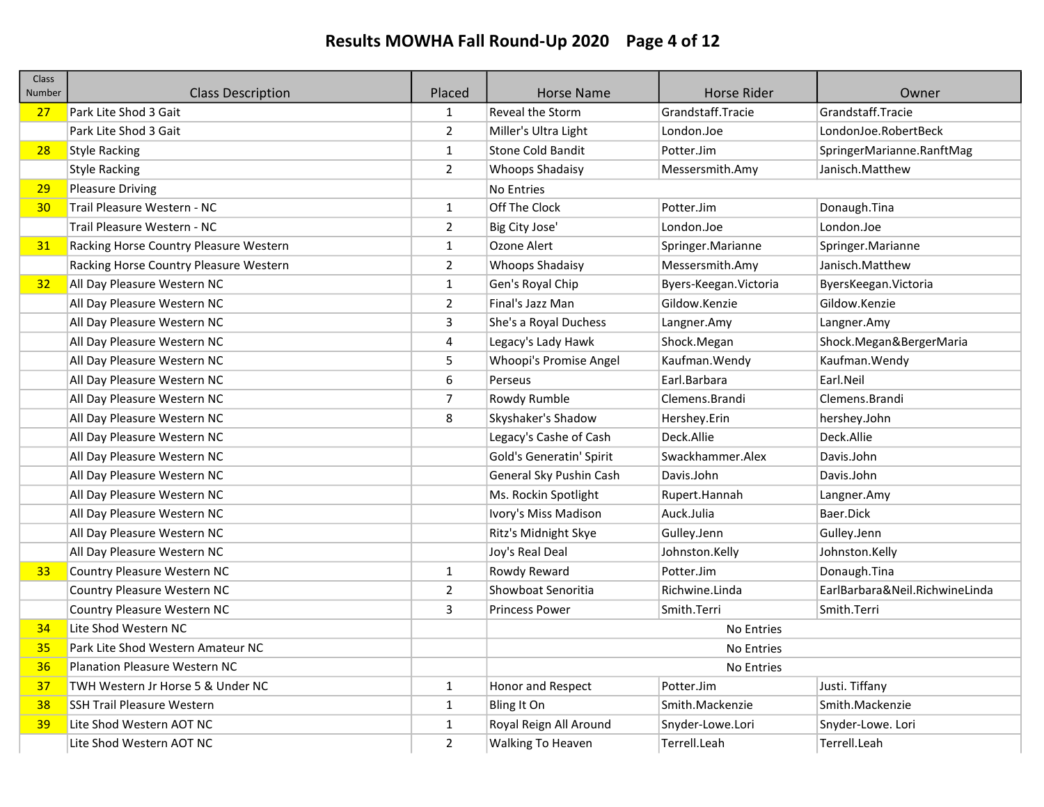# Results MOWHA Fall Round-Up 2020

| Class Number | Class Description | Placed | Horse Name | Horse Rider | Owner |
|---|---|---|---|---|---|
| 27 | Park Lite Shod 3 Gait | 1 | Reveal the Storm | Grandstaff.Tracie | Grandstaff.Tracie |
| | Park Lite Shod 3 Gait | 2 | Miller's Ultra Light | London.Joe | LondonJoe.RobertBeck |
| 28 | Style Racking | 1 | Stone Cold Bandit | Potter.Jim | SpringerMarianne.RanftMag |
| | Style Racking | 2 | Whoops Shadaisy | Messersmith.Amy | Janisch.Matthew |
| 29 | Pleasure Driving | | No Entries | | |
| 30 | Trail Pleasure Western - NC | 1 | Off The Clock | Potter.Jim | Donaugh.Tina |
| | Trail Pleasure Western - NC | 2 | Big City Jose' | London.Joe | London.Joe |
| 31 | Racking Horse Country Pleasure Western | 1 | Ozone Alert | Springer.Marianne | Springer.Marianne |
| | Racking Horse Country Pleasure Western | 2 | Whoops Shadaisy | Messersmith.Amy | Janisch.Matthew |
| 32 | All Day Pleasure Western NC | 1 | Gen's Royal Chip | Byers-Keegan.Victoria | ByersKeegan.Victoria |
| | All Day Pleasure Western NC | 2 | Final's Jazz Man | Gildow.Kenzie | Gildow.Kenzie |
| | All Day Pleasure Western NC | 3 | She's a Royal Duchess | Langner.Amy | Langner.Amy |
| | All Day Pleasure Western NC | 4 | Legacy's Lady Hawk | Shock.Megan | Shock.Megan&BergerMaria |
| | All Day Pleasure Western NC | 5 | Whoopi's Promise Angel | Kaufman.Wendy | Kaufman.Wendy |
| | All Day Pleasure Western NC | 6 | Perseus | Earl.Barbara | Earl.Neil |
| | All Day Pleasure Western NC | 7 | Rowdy Rumble | Clemens.Brandi | Clemens.Brandi |
| | All Day Pleasure Western NC | 8 | Skyshaker's Shadow | Hershey.Erin | hershey.John |
| | All Day Pleasure Western NC | | Legacy's Cashe of Cash | Deck.Allie | Deck.Allie |
| | All Day Pleasure Western NC | | Gold's Generatin' Spirit | Swackhammer.Alex | Davis.John |
| | All Day Pleasure Western NC | | General Sky Pushin Cash | Davis.John | Davis.John |
| | All Day Pleasure Western NC | | Ms. Rockin Spotlight | Rupert.Hannah | Langner.Amy |
| | All Day Pleasure Western NC | | Ivory's Miss Madison | Auck.Julia | Baer.Dick |
| | All Day Pleasure Western NC | | Ritz's Midnight Skye | Gulley.Jenn | Gulley.Jenn |
| | All Day Pleasure Western NC | | Joy's Real Deal | Johnston.Kelly | Johnston.Kelly |
| 33 | Country Pleasure Western NC | 1 | Rowdy Reward | Potter.Jim | Donaugh.Tina |
| | Country Pleasure Western NC | 2 | Showboat Senoritia | Richwine.Linda | EarlBarbara&Neil.RichwineLinda |
| | Country Pleasure Western NC | 3 | Princess Power | Smith.Terri | Smith.Terri |
| 34 | Lite Shod Western NC | | No Entries | | |
| 35 | Park Lite Shod Western Amateur NC | | No Entries | | |
| 36 | Planation Pleasure Western NC | | No Entries | | |
| 37 | TWH Western Jr Horse 5 & Under NC | 1 | Honor and Respect | Potter.Jim | Justi. Tiffany |
| 38 | SSH Trail Pleasure Western | 1 | Bling It On | Smith.Mackenzie | Smith.Mackenzie |
| 39 | Lite Shod Western AOT NC | 1 | Royal Reign All Around | Snyder-Lowe.Lori | Snyder-Lowe. Lori |
| | Lite Shod Western AOT NC | 2 | Walking To Heaven | Terrell.Leah | Terrell.Leah |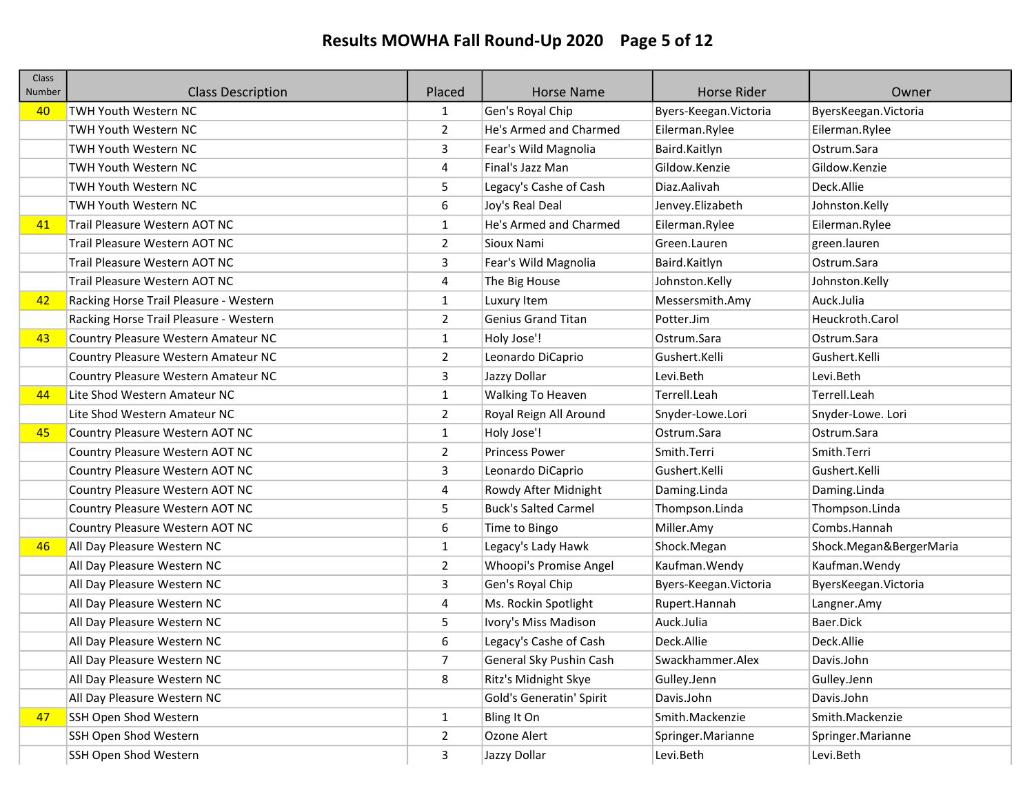# Results MOWHA Fall Round-Up 2020

| Class Number | Class Description | Placed | Horse Name | Horse Rider | Owner |
|---|---|---|---|---|---|
| 40 | TWH Youth Western NC | 1 | Gen's Royal Chip | Byers-Keegan.Victoria | ByersKeegan.Victoria |
| | TWH Youth Western NC | 2 | He's Armed and Charmed | Eilerman.Rylee | Eilerman.Rylee |
| | TWH Youth Western NC | 3 | Fear's Wild Magnolia | Baird.Kaitlyn | Ostrum.Sara |
| | TWH Youth Western NC | 4 | Final's Jazz Man | Gildow.Kenzie | Gildow.Kenzie |
| | TWH Youth Western NC | 5 | Legacy's Cashe of Cash | Diaz.Aalivah | Deck.Allie |
| | TWH Youth Western NC | 6 | Joy's Real Deal | Jenvey.Elizabeth | Johnston.Kelly |
| 41 | Trail Pleasure Western AOT NC | 1 | He's Armed and Charmed | Eilerman.Rylee | Eilerman.Rylee |
| | Trail Pleasure Western AOT NC | 2 | Sioux Nami | Green.Lauren | green.lauren |
| | Trail Pleasure Western AOT NC | 3 | Fear's Wild Magnolia | Baird.Kaitlyn | Ostrum.Sara |
| | Trail Pleasure Western AOT NC | 4 | The Big House | Johnston.Kelly | Johnston.Kelly |
| 42 | Racking Horse Trail Pleasure - Western | 1 | Luxury Item | Messersmith.Amy | Auck.Julia |
| | Racking Horse Trail Pleasure - Western | 2 | Genius Grand Titan | Potter.Jim | Heuckroth.Carol |
| 43 | Country Pleasure Western Amateur NC | 1 | Holy Jose'! | Ostrum.Sara | Ostrum.Sara |
| | Country Pleasure Western Amateur NC | 2 | Leonardo DiCaprio | Gushert.Kelli | Gushert.Kelli |
| | Country Pleasure Western Amateur NC | 3 | Jazzy Dollar | Levi.Beth | Levi.Beth |
| 44 | Lite Shod Western Amateur NC | 1 | Walking To Heaven | Terrell.Leah | Terrell.Leah |
| | Lite Shod Western Amateur NC | 2 | Royal Reign All Around | Snyder-Lowe.Lori | Snyder-Lowe. Lori |
| 45 | Country Pleasure Western AOT NC | 1 | Holy Jose'! | Ostrum.Sara | Ostrum.Sara |
| | Country Pleasure Western AOT NC | 2 | Princess Power | Smith.Terri | Smith.Terri |
| | Country Pleasure Western AOT NC | 3 | Leonardo DiCaprio | Gushert.Kelli | Gushert.Kelli |
| | Country Pleasure Western AOT NC | 4 | Rowdy After Midnight | Daming.Linda | Daming.Linda |
| | Country Pleasure Western AOT NC | 5 | Buck's Salted Carmel | Thompson.Linda | Thompson.Linda |
| | Country Pleasure Western AOT NC | 6 | Time to Bingo | Miller.Amy | Combs.Hannah |
| 46 | All Day Pleasure Western NC | 1 | Legacy's Lady Hawk | Shock.Megan | Shock.Megan&BergerMaria |
| | All Day Pleasure Western NC | 2 | Whoopi's Promise Angel | Kaufman.Wendy | Kaufman.Wendy |
| | All Day Pleasure Western NC | 3 | Gen's Royal Chip | Byers-Keegan.Victoria | ByersKeegan.Victoria |
| | All Day Pleasure Western NC | 4 | Ms. Rockin Spotlight | Rupert.Hannah | Langner.Amy |
| | All Day Pleasure Western NC | 5 | Ivory's Miss Madison | Auck.Julia | Baer.Dick |
| | All Day Pleasure Western NC | 6 | Legacy's Cashe of Cash | Deck.Allie | Deck.Allie |
| | All Day Pleasure Western NC | 7 | General Sky Pushin Cash | Swackhammer.Alex | Davis.John |
| | All Day Pleasure Western NC | 8 | Ritz's Midnight Skye | Gulley.Jenn | Gulley.Jenn |
| | All Day Pleasure Western NC | | Gold's Generatin' Spirit | Davis.John | Davis.John |
| 47 | SSH Open Shod Western | 1 | Bling It On | Smith.Mackenzie | Smith.Mackenzie |
| | SSH Open Shod Western | 2 | Ozone Alert | Springer.Marianne | Springer.Marianne |
| | SSH Open Shod Western | 3 | Jazzy Dollar | Levi.Beth | Levi.Beth |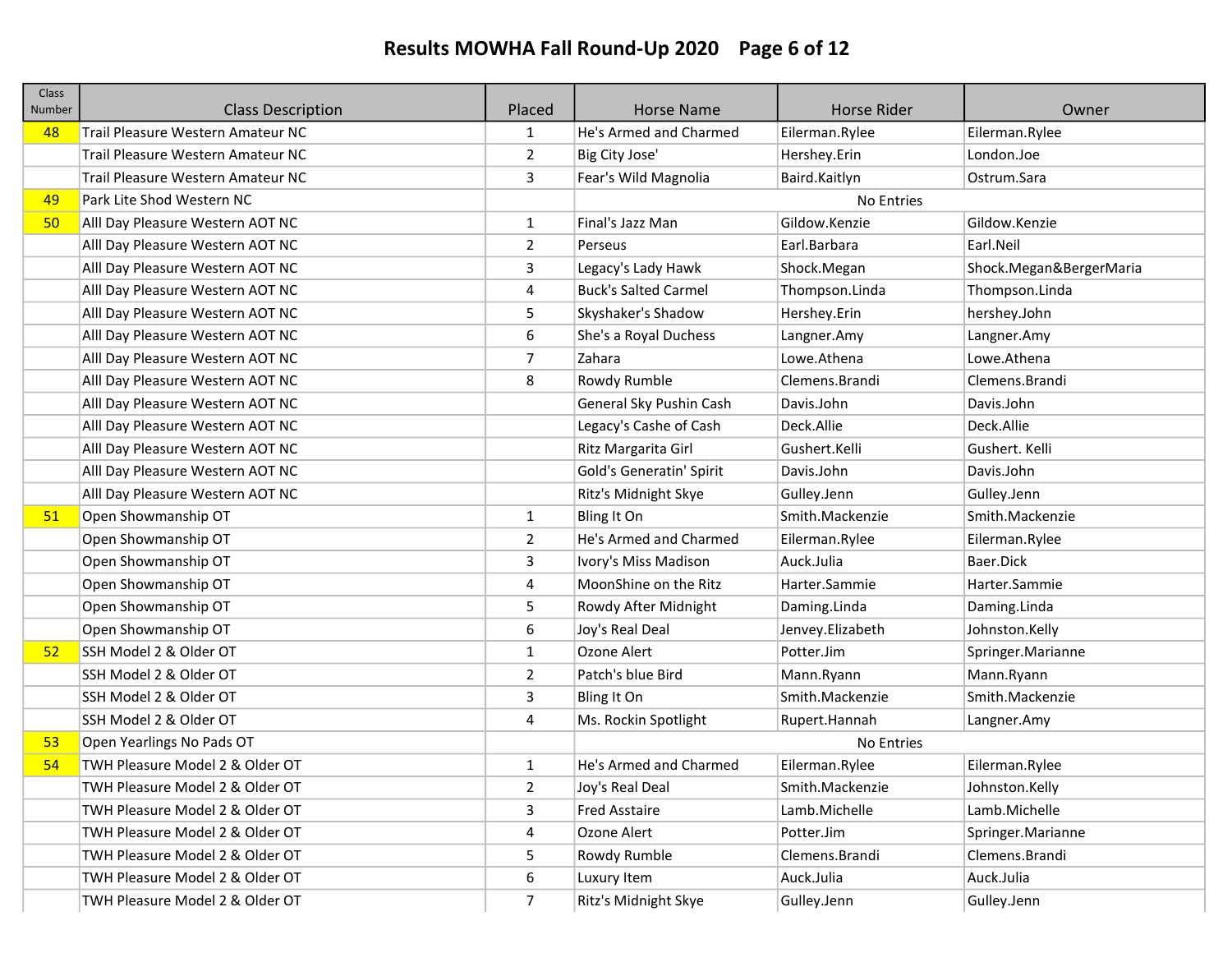# Results MOWHA Fall Round-Up 2020

| Class Number | Class Description | Placed | Horse Name | Horse Rider | Owner |
|---|---|---|---|---|---|
| 48 | Trail Pleasure Western Amateur NC | 1 | He's Armed and Charmed | Eilerman.Rylee | Eilerman.Rylee |
| | Trail Pleasure Western Amateur NC | 2 | Big City Jose' | Hershey.Erin | London.Joe |
| | Trail Pleasure Western Amateur NC | 3 | Fear's Wild Magnolia | Baird.Kaitlyn | Ostrum.Sara |
| 49 | Park Lite Shod Western NC | | No Entries | | |
| 50 | Alll Day Pleasure Western AOT NC | 1 | Final's Jazz Man | Gildow.Kenzie | Gildow.Kenzie |
| | Alll Day Pleasure Western AOT NC | 2 | Perseus | Earl.Barbara | Earl.Neil |
| | Alll Day Pleasure Western AOT NC | 3 | Legacy's Lady Hawk | Shock.Megan | Shock.Megan&BergerMaria |
| | Alll Day Pleasure Western AOT NC | 4 | Buck's Salted Carmel | Thompson.Linda | Thompson.Linda |
| | Alll Day Pleasure Western AOT NC | 5 | Skyshaker's Shadow | Hershey.Erin | hershey.John |
| | Alll Day Pleasure Western AOT NC | 6 | She's a Royal Duchess | Langner.Amy | Langner.Amy |
| | Alll Day Pleasure Western AOT NC | 7 | Zahara | Lowe.Athena | Lowe.Athena |
| | Alll Day Pleasure Western AOT NC | 8 | Rowdy Rumble | Clemens.Brandi | Clemens.Brandi |
| | Alll Day Pleasure Western AOT NC | | General Sky Pushin Cash | Davis.John | Davis.John |
| | Alll Day Pleasure Western AOT NC | | Legacy's Cashe of Cash | Deck.Allie | Deck.Allie |
| | Alll Day Pleasure Western AOT NC | | Ritz Margarita Girl | Gushert.Kelli | Gushert. Kelli |
| | Alll Day Pleasure Western AOT NC | | Gold's Generatin' Spirit | Davis.John | Davis.John |
| | Alll Day Pleasure Western AOT NC | | Ritz's Midnight Skye | Gulley.Jenn | Gulley.Jenn |
| 51 | Open Showmanship OT | 1 | Bling It On | Smith.Mackenzie | Smith.Mackenzie |
| | Open Showmanship OT | 2 | He's Armed and Charmed | Eilerman.Rylee | Eilerman.Rylee |
| | Open Showmanship OT | 3 | Ivory's Miss Madison | Auck.Julia | Baer.Dick |
| | Open Showmanship OT | 4 | MoonShine on the Ritz | Harter.Sammie | Harter.Sammie |
| | Open Showmanship OT | 5 | Rowdy After Midnight | Daming.Linda | Daming.Linda |
| | Open Showmanship OT | 6 | Joy's Real Deal | Jenvey.Elizabeth | Johnston.Kelly |
| 52 | SSH Model 2 & Older OT | 1 | Ozone Alert | Potter.Jim | Springer.Marianne |
| | SSH Model 2 & Older OT | 2 | Patch's blue Bird | Mann.Ryann | Mann.Ryann |
| | SSH Model 2 & Older OT | 3 | Bling It On | Smith.Mackenzie | Smith.Mackenzie |
| | SSH Model 2 & Older OT | 4 | Ms. Rockin Spotlight | Rupert.Hannah | Langner.Amy |
| 53 | Open Yearlings No Pads OT | | No Entries | | |
| 54 | TWH Pleasure Model 2 & Older OT | 1 | He's Armed and Charmed | Eilerman.Rylee | Eilerman.Rylee |
| | TWH Pleasure Model 2 & Older OT | 2 | Joy's Real Deal | Smith.Mackenzie | Johnston.Kelly |
| | TWH Pleasure Model 2 & Older OT | 3 | Fred Asstaire | Lamb.Michelle | Lamb.Michelle |
| | TWH Pleasure Model 2 & Older OT | 4 | Ozone Alert | Potter.Jim | Springer.Marianne |
| | TWH Pleasure Model 2 & Older OT | 5 | Rowdy Rumble | Clemens.Brandi | Clemens.Brandi |
| | TWH Pleasure Model 2 & Older OT | 6 | Luxury Item | Auck.Julia | Auck.Julia |
| | TWH Pleasure Model 2 & Older OT | 7 | Ritz's Midnight Skye | Gulley.Jenn | Gulley.Jenn |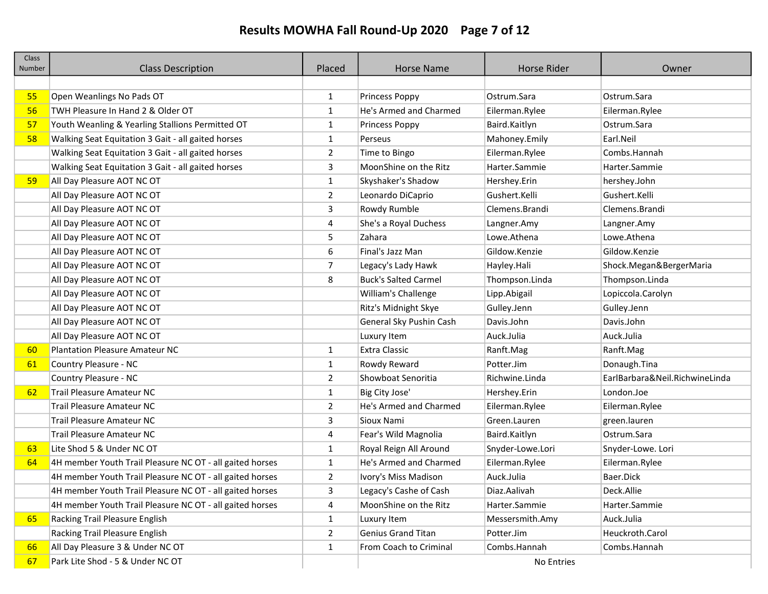# Results MOWHA Fall Round-Up 2020

| Class Number | Class Description | Placed | Horse Name | Horse Rider | Owner |
|---|---|---|---|---|---|
| | | | | | |
| 55 | Open Weanlings No Pads OT | 1 | Princess Poppy | Ostrum.Sara | Ostrum.Sara |
| 56 | TWH Pleasure In Hand 2 & Older OT | 1 | He's Armed and Charmed | Eilerman.Rylee | Eilerman.Rylee |
| 57 | Youth Weanling & Yearling Stallions Permitted OT | 1 | Princess Poppy | Baird.Kaitlyn | Ostrum.Sara |
| 58 | Walking Seat Equitation 3 Gait - all gaited horses | 1 | Perseus | Mahoney.Emily | Earl.Neil |
| | Walking Seat Equitation 3 Gait - all gaited horses | 2 | Time to Bingo | Eilerman.Rylee | Combs.Hannah |
| | Walking Seat Equitation 3 Gait - all gaited horses | 3 | MoonShine on the Ritz | Harter.Sammie | Harter.Sammie |
| 59 | All Day Pleasure AOT NC OT | 1 | Skyshaker's Shadow | Hershey.Erin | hershey.John |
| | All Day Pleasure AOT NC OT | 2 | Leonardo DiCaprio | Gushert.Kelli | Gushert.Kelli |
| | All Day Pleasure AOT NC OT | 3 | Rowdy Rumble | Clemens.Brandi | Clemens.Brandi |
| | All Day Pleasure AOT NC OT | 4 | She's a Royal Duchess | Langner.Amy | Langner.Amy |
| | All Day Pleasure AOT NC OT | 5 | Zahara | Lowe.Athena | Lowe.Athena |
| | All Day Pleasure AOT NC OT | 6 | Final's Jazz Man | Gildow.Kenzie | Gildow.Kenzie |
| | All Day Pleasure AOT NC OT | 7 | Legacy's Lady Hawk | Hayley.Hali | Shock.Megan&BergerMaria |
| | All Day Pleasure AOT NC OT | 8 | Buck's Salted Carmel | Thompson.Linda | Thompson.Linda |
| | All Day Pleasure AOT NC OT | | William's Challenge | Lipp.Abigail | Lopiccola.Carolyn |
| | All Day Pleasure AOT NC OT | | Ritz's Midnight Skye | Gulley.Jenn | Gulley.Jenn |
| | All Day Pleasure AOT NC OT | | General Sky Pushin Cash | Davis.John | Davis.John |
| | All Day Pleasure AOT NC OT | | Luxury Item | Auck.Julia | Auck.Julia |
| 60 | Plantation Pleasure Amateur NC | 1 | Extra Classic | Ranft.Mag | Ranft.Mag |
| 61 | Country Pleasure - NC | 1 | Rowdy Reward | Potter.Jim | Donaugh.Tina |
| | Country Pleasure - NC | 2 | Showboat Senoritia | Richwine.Linda | EarlBarbara&Neil.RichwineLinda |
| 62 | Trail Pleasure Amateur NC | 1 | Big City Jose' | Hershey.Erin | London.Joe |
| | Trail Pleasure Amateur NC | 2 | He's Armed and Charmed | Eilerman.Rylee | Eilerman.Rylee |
| | Trail Pleasure Amateur NC | 3 | Sioux Nami | Green.Lauren | green.lauren |
| | Trail Pleasure Amateur NC | 4 | Fear's Wild Magnolia | Baird.Kaitlyn | Ostrum.Sara |
| 63 | Lite Shod 5 & Under NC OT | 1 | Royal Reign All Around | Snyder-Lowe.Lori | Snyder-Lowe. Lori |
| 64 | 4H member Youth Trail Pleasure NC OT - all gaited horses | 1 | He's Armed and Charmed | Eilerman.Rylee | Eilerman.Rylee |
| | 4H member Youth Trail Pleasure NC OT - all gaited horses | 2 | Ivory's Miss Madison | Auck.Julia | Baer.Dick |
| | 4H member Youth Trail Pleasure NC OT - all gaited horses | 3 | Legacy's Cashe of Cash | Diaz.Aalivah | Deck.Allie |
| | 4H member Youth Trail Pleasure NC OT - all gaited horses | 4 | MoonShine on the Ritz | Harter.Sammie | Harter.Sammie |
| 65 | Racking Trail Pleasure English | 1 | Luxury Item | Messersmith.Amy | Auck.Julia |
| | Racking Trail Pleasure English | 2 | Genius Grand Titan | Potter.Jim | Heuckroth.Carol |
| 66 | All Day Pleasure 3 & Under NC OT | 1 | From Coach to Criminal | Combs.Hannah | Combs.Hannah |
| 67 | Park Lite Shod - 5 & Under NC OT | | No Entries | | |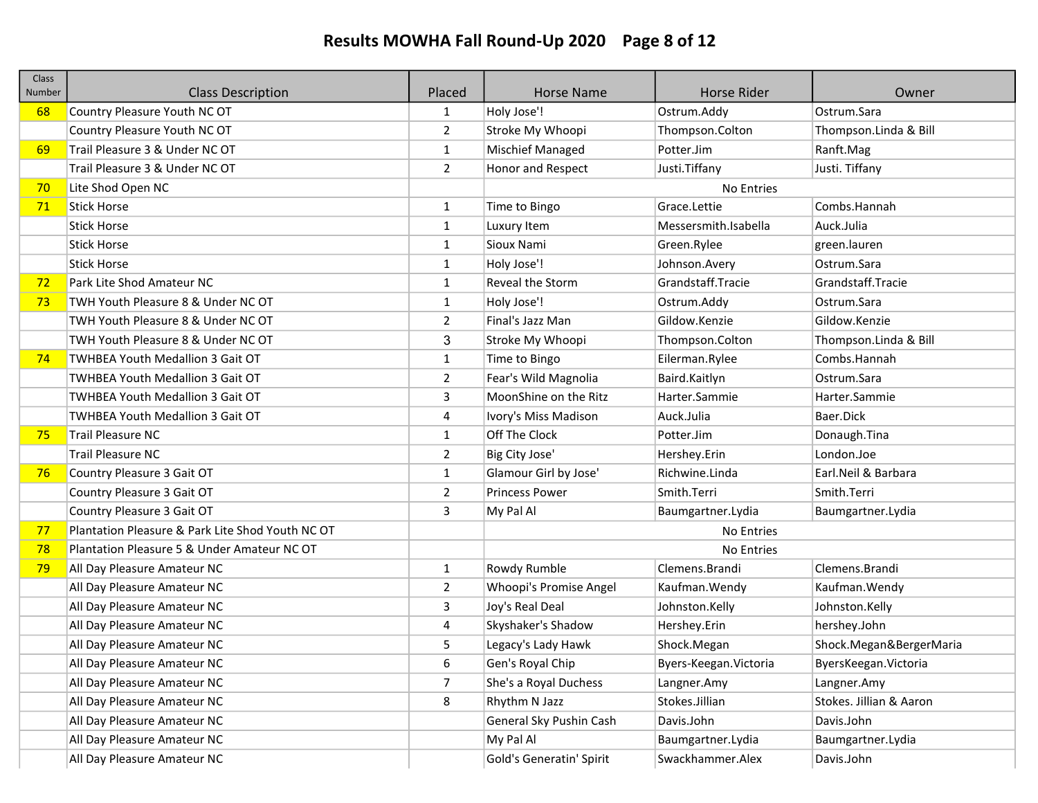# Results MOWHA Fall Round-Up 2020

| Class Number | Class Description | Placed | Horse Name | Horse Rider | Owner |
|---|---|---|---|---|---|
| 68 | Country Pleasure Youth NC OT | 1 | Holy Jose'! | Ostrum.Addy | Ostrum.Sara |
| | Country Pleasure Youth NC OT | 2 | Stroke My Whoopi | Thompson.Colton | Thompson.Linda & Bill |
| 69 | Trail Pleasure 3 & Under NC OT | 1 | Mischief Managed | Potter.Jim | Ranft.Mag |
| | Trail Pleasure 3 & Under NC OT | 2 | Honor and Respect | Justi.Tiffany | Justi. Tiffany |
| 70 | Lite Shod Open NC | | No Entries | | |
| 71 | Stick Horse | 1 | Time to Bingo | Grace.Lettie | Combs.Hannah |
| | Stick Horse | 1 | Luxury Item | Messersmith.Isabella | Auck.Julia |
| | Stick Horse | 1 | Sioux Nami | Green.Rylee | green.lauren |
| | Stick Horse | 1 | Holy Jose'! | Johnson.Avery | Ostrum.Sara |
| 72 | Park Lite Shod Amateur NC | 1 | Reveal the Storm | Grandstaff.Tracie | Grandstaff.Tracie |
| 73 | TWH Youth Pleasure 8 & Under NC OT | 1 | Holy Jose'! | Ostrum.Addy | Ostrum.Sara |
| | TWH Youth Pleasure 8 & Under NC OT | 2 | Final's Jazz Man | Gildow.Kenzie | Gildow.Kenzie |
| | TWH Youth Pleasure 8 & Under NC OT | 3 | Stroke My Whoopi | Thompson.Colton | Thompson.Linda & Bill |
| 74 | TWHBEA Youth Medallion 3 Gait OT | 1 | Time to Bingo | Eilerman.Rylee | Combs.Hannah |
| | TWHBEA Youth Medallion 3 Gait OT | 2 | Fear's Wild Magnolia | Baird.Kaitlyn | Ostrum.Sara |
| | TWHBEA Youth Medallion 3 Gait OT | 3 | MoonShine on the Ritz | Harter.Sammie | Harter.Sammie |
| | TWHBEA Youth Medallion 3 Gait OT | 4 | Ivory's Miss Madison | Auck.Julia | Baer.Dick |
| 75 | Trail Pleasure NC | 1 | Off The Clock | Potter.Jim | Donaugh.Tina |
| | Trail Pleasure NC | 2 | Big City Jose' | Hershey.Erin | London.Joe |
| 76 | Country Pleasure 3 Gait OT | 1 | Glamour Girl by Jose' | Richwine.Linda | Earl.Neil & Barbara |
| | Country Pleasure 3 Gait OT | 2 | Princess Power | Smith.Terri | Smith.Terri |
| | Country Pleasure 3 Gait OT | 3 | My Pal Al | Baumgartner.Lydia | Baumgartner.Lydia |
| 77 | Plantation Pleasure & Park Lite Shod Youth NC OT | | No Entries | | |
| 78 | Plantation Pleasure 5 & Under Amateur NC OT | | No Entries | | |
| 79 | All Day Pleasure Amateur NC | 1 | Rowdy Rumble | Clemens.Brandi | Clemens.Brandi |
| | All Day Pleasure Amateur NC | 2 | Whoopi's Promise Angel | Kaufman.Wendy | Kaufman.Wendy |
| | All Day Pleasure Amateur NC | 3 | Joy's Real Deal | Johnston.Kelly | Johnston.Kelly |
| | All Day Pleasure Amateur NC | 4 | Skyshaker's Shadow | Hershey.Erin | hershey.John |
| | All Day Pleasure Amateur NC | 5 | Legacy's Lady Hawk | Shock.Megan | Shock.Megan&BergerMaria |
| | All Day Pleasure Amateur NC | 6 | Gen's Royal Chip | Byers-Keegan.Victoria | ByersKeegan.Victoria |
| | All Day Pleasure Amateur NC | 7 | She's a Royal Duchess | Langner.Amy | Langner.Amy |
| | All Day Pleasure Amateur NC | 8 | Rhythm N Jazz | Stokes.Jillian | Stokes. Jillian & Aaron |
| | All Day Pleasure Amateur NC | | General Sky Pushin Cash | Davis.John | Davis.John |
| | All Day Pleasure Amateur NC | | My Pal Al | Baumgartner.Lydia | Baumgartner.Lydia |
| | All Day Pleasure Amateur NC | | Gold's Generatin' Spirit | Swackhammer.Alex | Davis.John |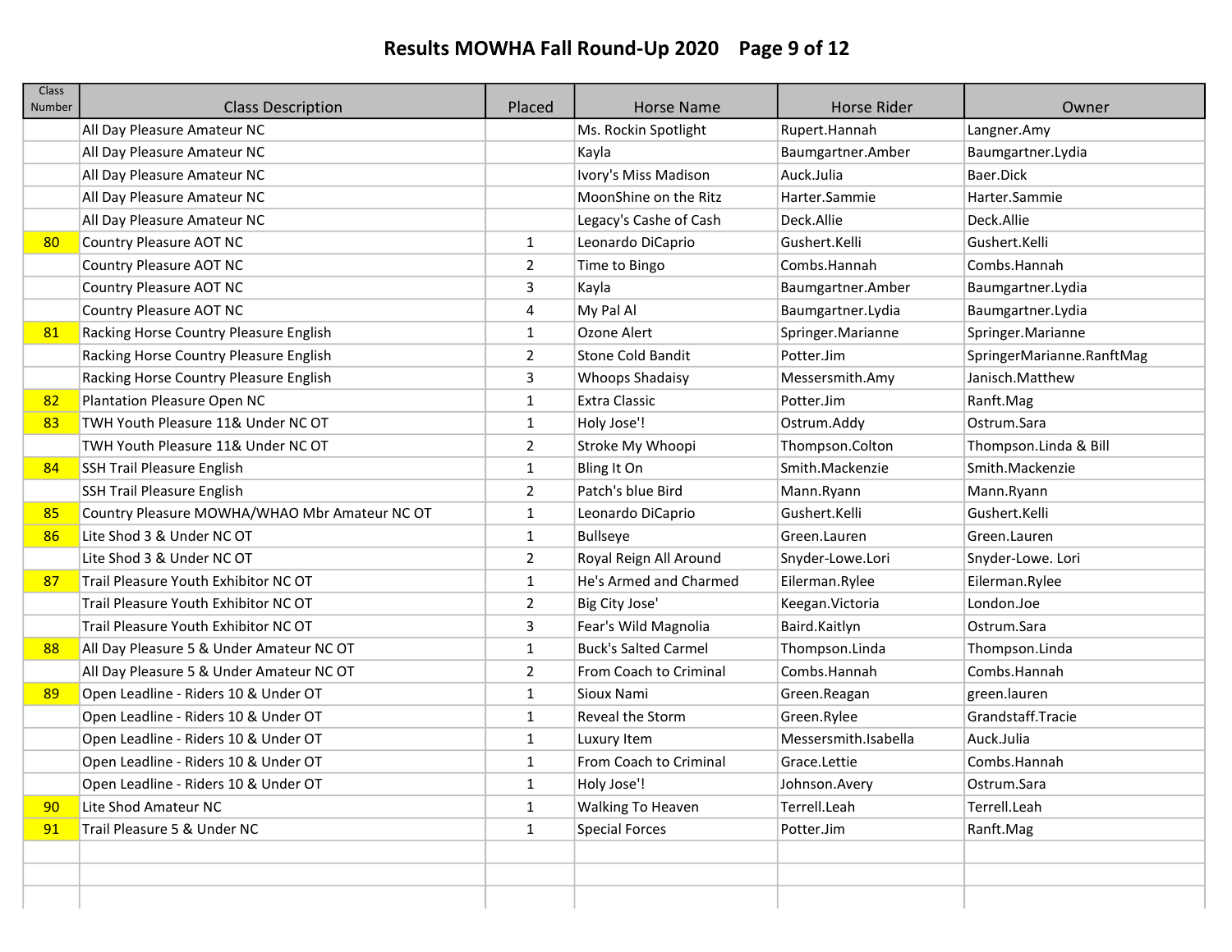# Results MOWHA Fall Round-Up 2020

| Class Number | Class Description | Placed | Horse Name | Horse Rider | Owner |
|---|---|---|---|---|---|
| | All Day Pleasure Amateur NC | | Ms. Rockin Spotlight | Rupert.Hannah | Langner.Amy |
| | All Day Pleasure Amateur NC | | Kayla | Baumgartner.Amber | Baumgartner.Lydia |
| | All Day Pleasure Amateur NC | | Ivory's Miss Madison | Auck.Julia | Baer.Dick |
| | All Day Pleasure Amateur NC | | MoonShine on the Ritz | Harter.Sammie | Harter.Sammie |
| | All Day Pleasure Amateur NC | | Legacy's Cashe of Cash | Deck.Allie | Deck.Allie |
| 80 | Country Pleasure AOT NC | 1 | Leonardo DiCaprio | Gushert.Kelli | Gushert.Kelli |
| | Country Pleasure AOT NC | 2 | Time to Bingo | Combs.Hannah | Combs.Hannah |
| | Country Pleasure AOT NC | 3 | Kayla | Baumgartner.Amber | Baumgartner.Lydia |
| | Country Pleasure AOT NC | 4 | My Pal Al | Baumgartner.Lydia | Baumgartner.Lydia |
| 81 | Racking Horse Country Pleasure English | 1 | Ozone Alert | Springer.Marianne | Springer.Marianne |
| | Racking Horse Country Pleasure English | 2 | Stone Cold Bandit | Potter.Jim | SpringerMarianne.RanftMag |
| | Racking Horse Country Pleasure English | 3 | Whoops Shadaisy | Messersmith.Amy | Janisch.Matthew |
| 82 | Plantation Pleasure Open NC | 1 | Extra Classic | Potter.Jim | Ranft.Mag |
| 83 | TWH Youth Pleasure 11& Under NC OT | 1 | Holy Jose'! | Ostrum.Addy | Ostrum.Sara |
| | TWH Youth Pleasure 11& Under NC OT | 2 | Stroke My Whoopi | Thompson.Colton | Thompson.Linda & Bill |
| 84 | SSH Trail Pleasure English | 1 | Bling It On | Smith.Mackenzie | Smith.Mackenzie |
| | SSH Trail Pleasure English | 2 | Patch's blue Bird | Mann.Ryann | Mann.Ryann |
| 85 | Country Pleasure MOWHA/WHAO Mbr Amateur NC OT | 1 | Leonardo DiCaprio | Gushert.Kelli | Gushert.Kelli |
| 86 | Lite Shod 3 & Under NC OT | 1 | Bullseye | Green.Lauren | Green.Lauren |
| | Lite Shod 3 & Under NC OT | 2 | Royal Reign All Around | Snyder-Lowe.Lori | Snyder-Lowe. Lori |
| 87 | Trail Pleasure Youth Exhibitor NC OT | 1 | He's Armed and Charmed | Eilerman.Rylee | Eilerman.Rylee |
| | Trail Pleasure Youth Exhibitor NC OT | 2 | Big City Jose' | Keegan.Victoria | London.Joe |
| | Trail Pleasure Youth Exhibitor NC OT | 3 | Fear's Wild Magnolia | Baird.Kaitlyn | Ostrum.Sara |
| 88 | All Day Pleasure 5 & Under Amateur NC OT | 1 | Buck's Salted Carmel | Thompson.Linda | Thompson.Linda |
| | All Day Pleasure 5 & Under Amateur NC OT | 2 | From Coach to Criminal | Combs.Hannah | Combs.Hannah |
| 89 | Open Leadline - Riders 10 & Under OT | 1 | Sioux Nami | Green.Reagan | green.lauren |
| | Open Leadline - Riders 10 & Under OT | 1 | Reveal the Storm | Green.Rylee | Grandstaff.Tracie |
| | Open Leadline - Riders 10 & Under OT | 1 | Luxury Item | Messersmith.Isabella | Auck.Julia |
| | Open Leadline - Riders 10 & Under OT | 1 | From Coach to Criminal | Grace.Lettie | Combs.Hannah |
| | Open Leadline - Riders 10 & Under OT | 1 | Holy Jose'! | Johnson.Avery | Ostrum.Sara |
| 90 | Lite Shod Amateur NC | 1 | Walking To Heaven | Terrell.Leah | Terrell.Leah |
| 91 | Trail Pleasure 5 & Under NC | 1 | Special Forces | Potter.Jim | Ranft.Mag |
| | | | | | |
| | | | | | |
| | | | | | |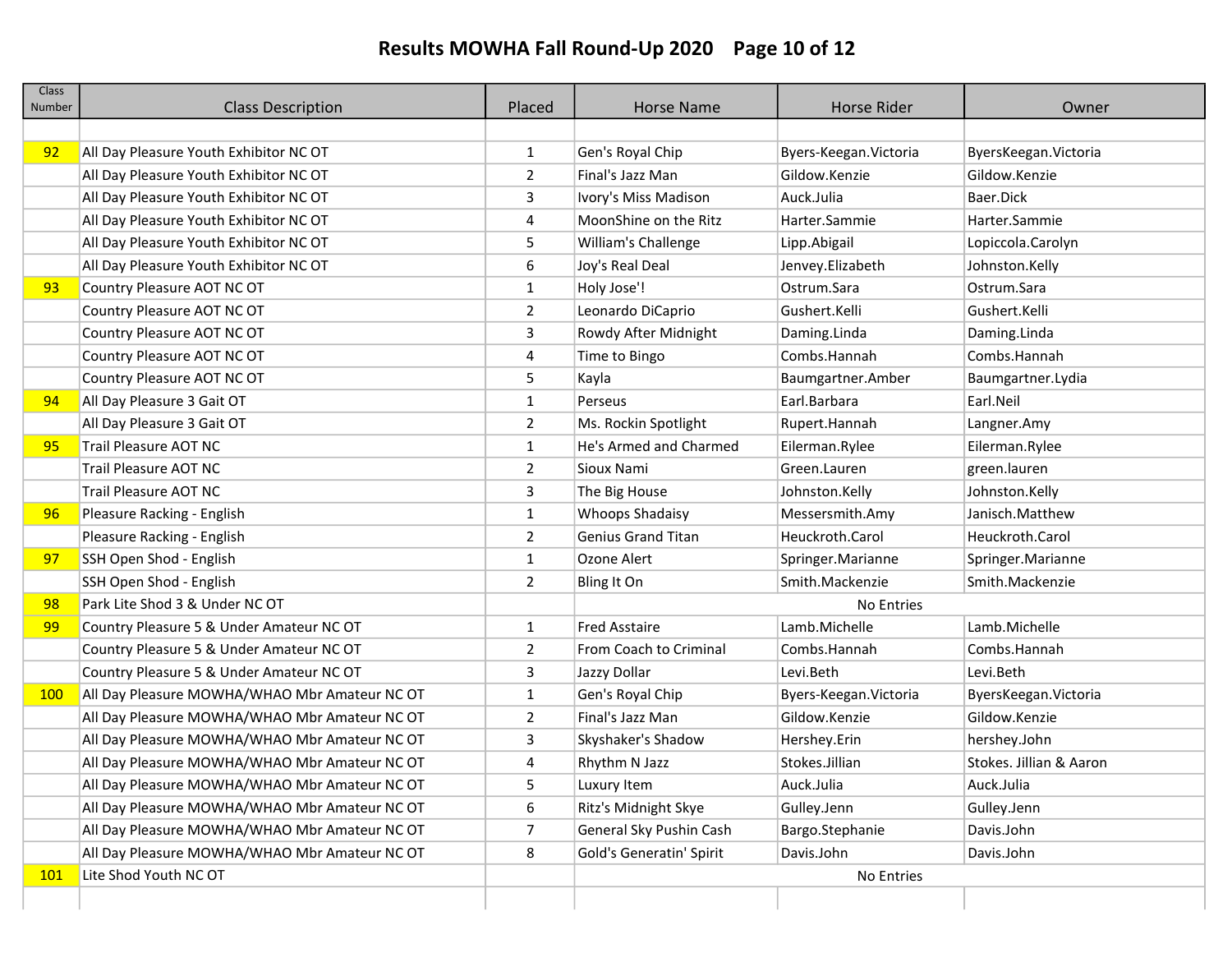# Results MOWHA Fall Round-Up 2020

| Class Number | Class Description | Placed | Horse Name | Horse Rider | Owner |
|---|---|---|---|---|---|
| | | | | | |
| 92 | All Day Pleasure Youth Exhibitor NC OT | 1 | Gen's Royal Chip | Byers-Keegan.Victoria | ByersKeegan.Victoria |
| | All Day Pleasure Youth Exhibitor NC OT | 2 | Final's Jazz Man | Gildow.Kenzie | Gildow.Kenzie |
| | All Day Pleasure Youth Exhibitor NC OT | 3 | Ivory's Miss Madison | Auck.Julia | Baer.Dick |
| | All Day Pleasure Youth Exhibitor NC OT | 4 | MoonShine on the Ritz | Harter.Sammie | Harter.Sammie |
| | All Day Pleasure Youth Exhibitor NC OT | 5 | William's Challenge | Lipp.Abigail | Lopiccola.Carolyn |
| | All Day Pleasure Youth Exhibitor NC OT | 6 | Joy's Real Deal | Jenvey.Elizabeth | Johnston.Kelly |
| 93 | Country Pleasure AOT NC OT | 1 | Holy Jose'! | Ostrum.Sara | Ostrum.Sara |
| | Country Pleasure AOT NC OT | 2 | Leonardo DiCaprio | Gushert.Kelli | Gushert.Kelli |
| | Country Pleasure AOT NC OT | 3 | Rowdy After Midnight | Daming.Linda | Daming.Linda |
| | Country Pleasure AOT NC OT | 4 | Time to Bingo | Combs.Hannah | Combs.Hannah |
| | Country Pleasure AOT NC OT | 5 | Kayla | Baumgartner.Amber | Baumgartner.Lydia |
| 94 | All Day Pleasure 3 Gait OT | 1 | Perseus | Earl.Barbara | Earl.Neil |
| | All Day Pleasure 3 Gait OT | 2 | Ms. Rockin Spotlight | Rupert.Hannah | Langner.Amy |
| 95 | Trail Pleasure AOT NC | 1 | He's Armed and Charmed | Eilerman.Rylee | Eilerman.Rylee |
| | Trail Pleasure AOT NC | 2 | Sioux Nami | Green.Lauren | green.lauren |
| | Trail Pleasure AOT NC | 3 | The Big House | Johnston.Kelly | Johnston.Kelly |
| 96 | Pleasure Racking - English | 1 | Whoops Shadaisy | Messersmith.Amy | Janisch.Matthew |
| | Pleasure Racking - English | 2 | Genius Grand Titan | Heuckroth.Carol | Heuckroth.Carol |
| 97 | SSH Open Shod - English | 1 | Ozone Alert | Springer.Marianne | Springer.Marianne |
| | SSH Open Shod - English | 2 | Bling It On | Smith.Mackenzie | Smith.Mackenzie |
| 98 | Park Lite Shod 3 & Under NC OT | | No Entries | | |
| 99 | Country Pleasure 5 & Under Amateur NC OT | 1 | Fred Asstaire | Lamb.Michelle | Lamb.Michelle |
| | Country Pleasure 5 & Under Amateur NC OT | 2 | From Coach to Criminal | Combs.Hannah | Combs.Hannah |
| | Country Pleasure 5 & Under Amateur NC OT | 3 | Jazzy Dollar | Levi.Beth | Levi.Beth |
| 100 | All Day Pleasure MOWHA/WHAO Mbr Amateur NC OT | 1 | Gen's Royal Chip | Byers-Keegan.Victoria | ByersKeegan.Victoria |
| | All Day Pleasure MOWHA/WHAO Mbr Amateur NC OT | 2 | Final's Jazz Man | Gildow.Kenzie | Gildow.Kenzie |
| | All Day Pleasure MOWHA/WHAO Mbr Amateur NC OT | 3 | Skyshaker's Shadow | Hershey.Erin | hershey.John |
| | All Day Pleasure MOWHA/WHAO Mbr Amateur NC OT | 4 | Rhythm N Jazz | Stokes.Jillian | Stokes. Jillian & Aaron |
| | All Day Pleasure MOWHA/WHAO Mbr Amateur NC OT | 5 | Luxury Item | Auck.Julia | Auck.Julia |
| | All Day Pleasure MOWHA/WHAO Mbr Amateur NC OT | 6 | Ritz's Midnight Skye | Gulley.Jenn | Gulley.Jenn |
| | All Day Pleasure MOWHA/WHAO Mbr Amateur NC OT | 7 | General Sky Pushin Cash | Bargo.Stephanie | Davis.John |
| | All Day Pleasure MOWHA/WHAO Mbr Amateur NC OT | 8 | Gold's Generatin' Spirit | Davis.John | Davis.John |
| 101 | Lite Shod Youth NC OT | | No Entries | | |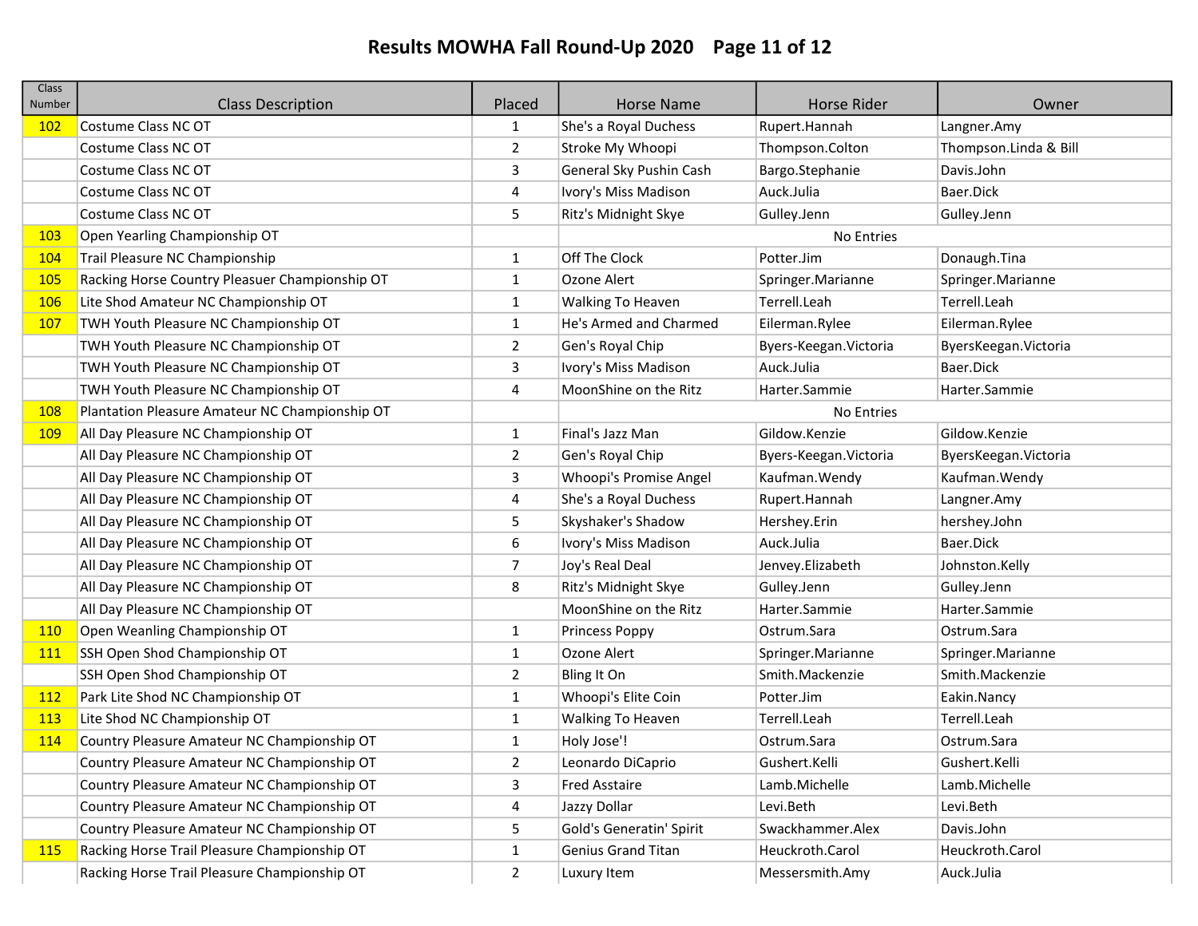# Results MOWHA Fall Round-Up 2020

| Class Number | Class Description | Placed | Horse Name | Horse Rider | Owner |
|---|---|---|---|---|---|
| 102 | Costume Class NC OT | 1 | She's a Royal Duchess | Rupert.Hannah | Langner.Amy |
| | Costume Class NC OT | 2 | Stroke My Whoopi | Thompson.Colton | Thompson.Linda & Bill |
| | Costume Class NC OT | 3 | General Sky Pushin Cash | Bargo.Stephanie | Davis.John |
| | Costume Class NC OT | 4 | Ivory's Miss Madison | Auck.Julia | Baer.Dick |
| | Costume Class NC OT | 5 | Ritz's Midnight Skye | Gulley.Jenn | Gulley.Jenn |
| 103 | Open Yearling Championship OT | | No Entries | | |
| 104 | Trail Pleasure NC Championship | 1 | Off The Clock | Potter.Jim | Donaugh.Tina |
| 105 | Racking Horse Country Pleasuer Championship OT | 1 | Ozone Alert | Springer.Marianne | Springer.Marianne |
| 106 | Lite Shod Amateur NC Championship OT | 1 | Walking To Heaven | Terrell.Leah | Terrell.Leah |
| 107 | TWH Youth Pleasure NC Championship OT | 1 | He's Armed and Charmed | Eilerman.Rylee | Eilerman.Rylee |
| | TWH Youth Pleasure NC Championship OT | 2 | Gen's Royal Chip | Byers-Keegan.Victoria | ByersKeegan.Victoria |
| | TWH Youth Pleasure NC Championship OT | 3 | Ivory's Miss Madison | Auck.Julia | Baer.Dick |
| | TWH Youth Pleasure NC Championship OT | 4 | MoonShine on the Ritz | Harter.Sammie | Harter.Sammie |
| 108 | Plantation Pleasure Amateur NC Championship OT | | No Entries | | |
| 109 | All Day Pleasure NC Championship OT | 1 | Final's Jazz Man | Gildow.Kenzie | Gildow.Kenzie |
| | All Day Pleasure NC Championship OT | 2 | Gen's Royal Chip | Byers-Keegan.Victoria | ByersKeegan.Victoria |
| | All Day Pleasure NC Championship OT | 3 | Whoopi's Promise Angel | Kaufman.Wendy | Kaufman.Wendy |
| | All Day Pleasure NC Championship OT | 4 | She's a Royal Duchess | Rupert.Hannah | Langner.Amy |
| | All Day Pleasure NC Championship OT | 5 | Skyshaker's Shadow | Hershey.Erin | hershey.John |
| | All Day Pleasure NC Championship OT | 6 | Ivory's Miss Madison | Auck.Julia | Baer.Dick |
| | All Day Pleasure NC Championship OT | 7 | Joy's Real Deal | Jenvey.Elizabeth | Johnston.Kelly |
| | All Day Pleasure NC Championship OT | 8 | Ritz's Midnight Skye | Gulley.Jenn | Gulley.Jenn |
| | All Day Pleasure NC Championship OT | | MoonShine on the Ritz | Harter.Sammie | Harter.Sammie |
| 110 | Open Weanling Championship OT | 1 | Princess Poppy | Ostrum.Sara | Ostrum.Sara |
| 111 | SSH Open Shod Championship OT | 1 | Ozone Alert | Springer.Marianne | Springer.Marianne |
| | SSH Open Shod Championship OT | 2 | Bling It On | Smith.Mackenzie | Smith.Mackenzie |
| 112 | Park Lite Shod NC Championship OT | 1 | Whoopi's Elite Coin | Potter.Jim | Eakin.Nancy |
| 113 | Lite Shod NC Championship OT | 1 | Walking To Heaven | Terrell.Leah | Terrell.Leah |
| 114 | Country Pleasure Amateur NC Championship OT | 1 | Holy Jose'! | Ostrum.Sara | Ostrum.Sara |
| | Country Pleasure Amateur NC Championship OT | 2 | Leonardo DiCaprio | Gushert.Kelli | Gushert.Kelli |
| | Country Pleasure Amateur NC Championship OT | 3 | Fred Asstaire | Lamb.Michelle | Lamb.Michelle |
| | Country Pleasure Amateur NC Championship OT | 4 | Jazzy Dollar | Levi.Beth | Levi.Beth |
| | Country Pleasure Amateur NC Championship OT | 5 | Gold's Generatin' Spirit | Swackhammer.Alex | Davis.John |
| 115 | Racking Horse Trail Pleasure Championship OT | 1 | Genius Grand Titan | Heuckroth.Carol | Heuckroth.Carol |
| | Racking Horse Trail Pleasure Championship OT | 2 | Luxury Item | Messersmith.Amy | Auck.Julia |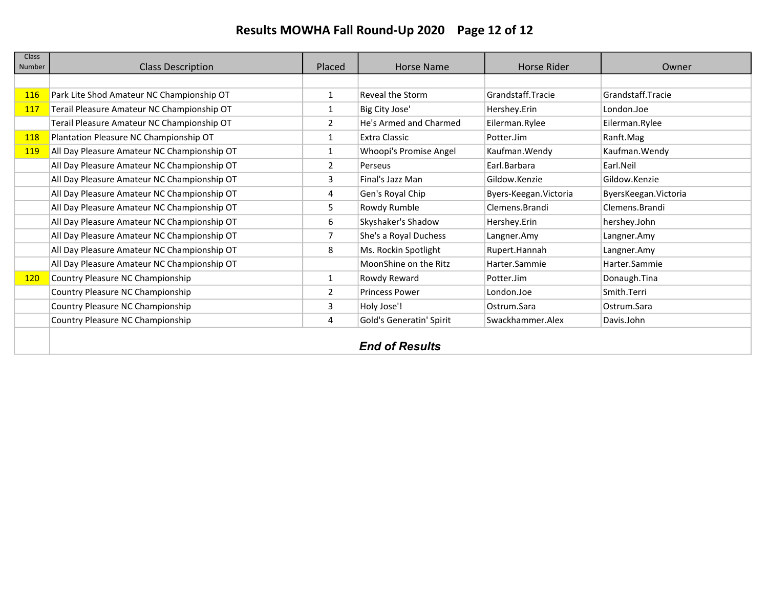# Results MOWHA Fall Round-Up 2020

| Class Number | Class Description | Placed | Horse Name | Horse Rider | Owner |
|---|---|---|---|---|---|
| | | | | | |
| 116 | Park Lite Shod Amateur NC Championship OT | 1 | Reveal the Storm | Grandstaff.Tracie | Grandstaff.Tracie |
| 117 | Terail Pleasure Amateur NC Championship OT | 1 | Big City Jose' | Hershey.Erin | London.Joe |
| | Terail Pleasure Amateur NC Championship OT | 2 | He's Armed and Charmed | Eilerman.Rylee | Eilerman.Rylee |
| 118 | Plantation Pleasure NC Championship OT | 1 | Extra Classic | Potter.Jim | Ranft.Mag |
| 119 | All Day Pleasure Amateur NC Championship OT | 1 | Whoopi's Promise Angel | Kaufman.Wendy | Kaufman.Wendy |
| | All Day Pleasure Amateur NC Championship OT | 2 | Perseus | Earl.Barbara | Earl.Neil |
| | All Day Pleasure Amateur NC Championship OT | 3 | Final's Jazz Man | Gildow.Kenzie | Gildow.Kenzie |
| | All Day Pleasure Amateur NC Championship OT | 4 | Gen's Royal Chip | Byers-Keegan.Victoria | ByersKeegan.Victoria |
| | All Day Pleasure Amateur NC Championship OT | 5 | Rowdy Rumble | Clemens.Brandi | Clemens.Brandi |
| | All Day Pleasure Amateur NC Championship OT | 6 | Skyshaker's Shadow | Hershey.Erin | hershey.John |
| | All Day Pleasure Amateur NC Championship OT | 7 | She's a Royal Duchess | Langner.Amy | Langner.Amy |
| | All Day Pleasure Amateur NC Championship OT | 8 | Ms. Rockin Spotlight | Rupert.Hannah | Langner.Amy |
| | All Day Pleasure Amateur NC Championship OT | | MoonShine on the Ritz | Harter.Sammie | Harter.Sammie |
| 120 | Country Pleasure NC Championship | 1 | Rowdy Reward | Potter.Jim | Donaugh.Tina |
| | Country Pleasure NC Championship | 2 | Princess Power | London.Joe | Smith.Terri |
| | Country Pleasure NC Championship | 3 | Holy Jose'! | Ostrum.Sara | Ostrum.Sara |
| | Country Pleasure NC Championship | 4 | Gold's Generatin' Spirit | Swackhammer.Alex | Davis.John |

***End of Results***